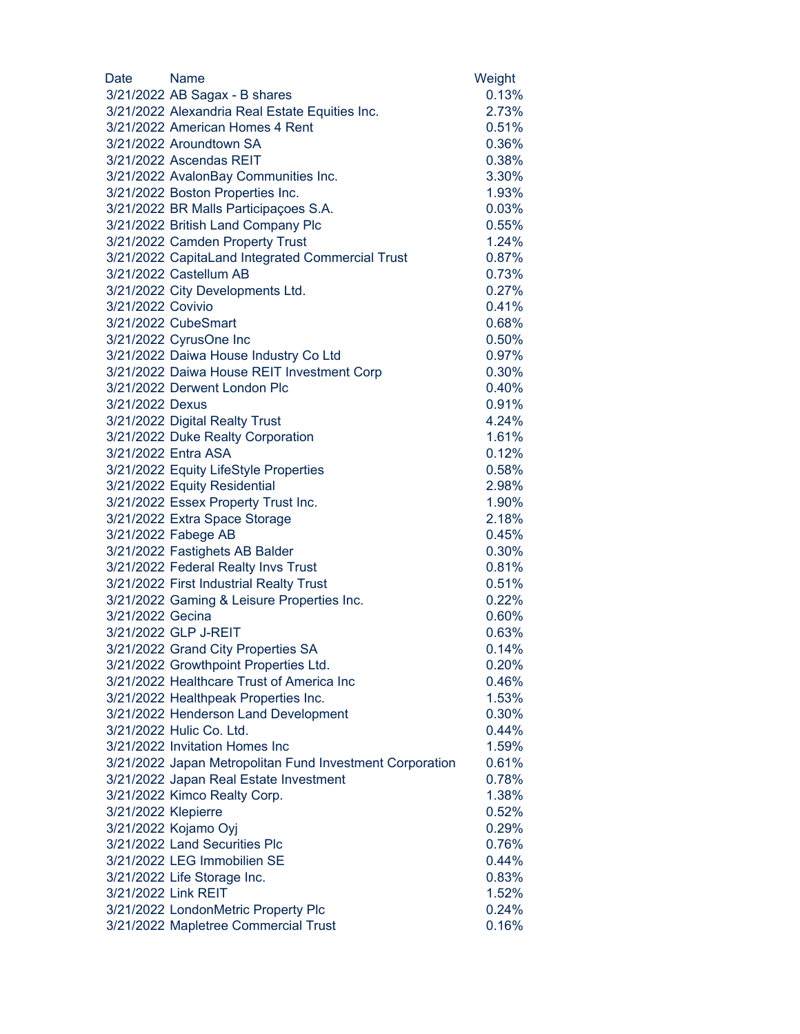| Date | Name | Weight |
|---|---|---|
| 3/21/2022 | AB Sagax - B shares | 0.13% |
| 3/21/2022 | Alexandria Real Estate Equities Inc. | 2.73% |
| 3/21/2022 | American Homes 4 Rent | 0.51% |
| 3/21/2022 | Aroundtown SA | 0.36% |
| 3/21/2022 | Ascendas REIT | 0.38% |
| 3/21/2022 | AvalonBay Communities Inc. | 3.30% |
| 3/21/2022 | Boston Properties Inc. | 1.93% |
| 3/21/2022 | BR Malls Participaçoes S.A. | 0.03% |
| 3/21/2022 | British Land Company Plc | 0.55% |
| 3/21/2022 | Camden Property Trust | 1.24% |
| 3/21/2022 | CapitaLand Integrated Commercial Trust | 0.87% |
| 3/21/2022 | Castellum AB | 0.73% |
| 3/21/2022 | City Developments Ltd. | 0.27% |
| 3/21/2022 | Covivio | 0.41% |
| 3/21/2022 | CubeSmart | 0.68% |
| 3/21/2022 | CyrusOne Inc | 0.50% |
| 3/21/2022 | Daiwa House Industry Co Ltd | 0.97% |
| 3/21/2022 | Daiwa House REIT Investment Corp | 0.30% |
| 3/21/2022 | Derwent London Plc | 0.40% |
| 3/21/2022 | Dexus | 0.91% |
| 3/21/2022 | Digital Realty Trust | 4.24% |
| 3/21/2022 | Duke Realty Corporation | 1.61% |
| 3/21/2022 | Entra ASA | 0.12% |
| 3/21/2022 | Equity LifeStyle Properties | 0.58% |
| 3/21/2022 | Equity Residential | 2.98% |
| 3/21/2022 | Essex Property Trust Inc. | 1.90% |
| 3/21/2022 | Extra Space Storage | 2.18% |
| 3/21/2022 | Fabege AB | 0.45% |
| 3/21/2022 | Fastighets AB Balder | 0.30% |
| 3/21/2022 | Federal Realty Invs Trust | 0.81% |
| 3/21/2022 | First Industrial Realty Trust | 0.51% |
| 3/21/2022 | Gaming & Leisure Properties Inc. | 0.22% |
| 3/21/2022 | Gecina | 0.60% |
| 3/21/2022 | GLP J-REIT | 0.63% |
| 3/21/2022 | Grand City Properties SA | 0.14% |
| 3/21/2022 | Growthpoint Properties Ltd. | 0.20% |
| 3/21/2022 | Healthcare Trust of America Inc | 0.46% |
| 3/21/2022 | Healthpeak Properties Inc. | 1.53% |
| 3/21/2022 | Henderson Land Development | 0.30% |
| 3/21/2022 | Hulic Co. Ltd. | 0.44% |
| 3/21/2022 | Invitation Homes Inc | 1.59% |
| 3/21/2022 | Japan Metropolitan Fund Investment Corporation | 0.61% |
| 3/21/2022 | Japan Real Estate Investment | 0.78% |
| 3/21/2022 | Kimco Realty Corp. | 1.38% |
| 3/21/2022 | Klepierre | 0.52% |
| 3/21/2022 | Kojamo Oyj | 0.29% |
| 3/21/2022 | Land Securities Plc | 0.76% |
| 3/21/2022 | LEG Immobilien SE | 0.44% |
| 3/21/2022 | Life Storage Inc. | 0.83% |
| 3/21/2022 | Link REIT | 1.52% |
| 3/21/2022 | LondonMetric Property Plc | 0.24% |
| 3/21/2022 | Mapletree Commercial Trust | 0.16% |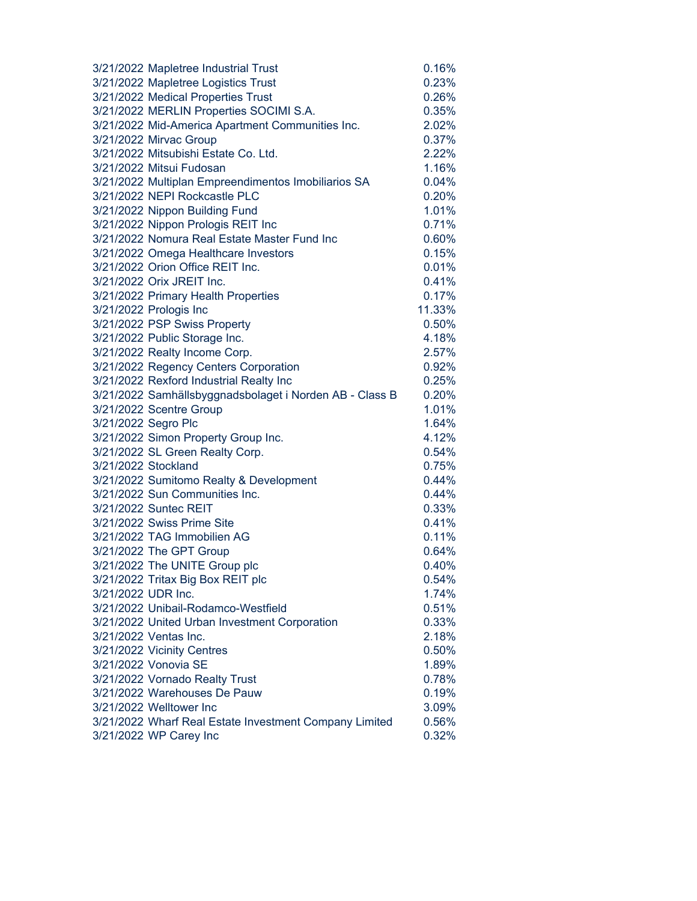| | | |
|---|---|---|
| 3/21/2022 | Mapletree Industrial Trust | 0.16% |
| 3/21/2022 | Mapletree Logistics Trust | 0.23% |
| 3/21/2022 | Medical Properties Trust | 0.26% |
| 3/21/2022 | MERLIN Properties SOCIMI S.A. | 0.35% |
| 3/21/2022 | Mid-America Apartment Communities Inc. | 2.02% |
| 3/21/2022 | Mirvac Group | 0.37% |
| 3/21/2022 | Mitsubishi Estate Co. Ltd. | 2.22% |
| 3/21/2022 | Mitsui Fudosan | 1.16% |
| 3/21/2022 | Multiplan Empreendimentos Imobiliarios SA | 0.04% |
| 3/21/2022 | NEPI Rockcastle PLC | 0.20% |
| 3/21/2022 | Nippon Building Fund | 1.01% |
| 3/21/2022 | Nippon Prologis REIT Inc | 0.71% |
| 3/21/2022 | Nomura Real Estate Master Fund Inc | 0.60% |
| 3/21/2022 | Omega Healthcare Investors | 0.15% |
| 3/21/2022 | Orion Office REIT Inc. | 0.01% |
| 3/21/2022 | Orix JREIT Inc. | 0.41% |
| 3/21/2022 | Primary Health Properties | 0.17% |
| 3/21/2022 | Prologis Inc | 11.33% |
| 3/21/2022 | PSP Swiss Property | 0.50% |
| 3/21/2022 | Public Storage Inc. | 4.18% |
| 3/21/2022 | Realty Income Corp. | 2.57% |
| 3/21/2022 | Regency Centers Corporation | 0.92% |
| 3/21/2022 | Rexford Industrial Realty Inc | 0.25% |
| 3/21/2022 | Samhällsbyggnadsbolaget i Norden AB - Class B | 0.20% |
| 3/21/2022 | Scentre Group | 1.01% |
| 3/21/2022 | Segro Plc | 1.64% |
| 3/21/2022 | Simon Property Group Inc. | 4.12% |
| 3/21/2022 | SL Green Realty Corp. | 0.54% |
| 3/21/2022 | Stockland | 0.75% |
| 3/21/2022 | Sumitomo Realty & Development | 0.44% |
| 3/21/2022 | Sun Communities Inc. | 0.44% |
| 3/21/2022 | Suntec REIT | 0.33% |
| 3/21/2022 | Swiss Prime Site | 0.41% |
| 3/21/2022 | TAG Immobilien AG | 0.11% |
| 3/21/2022 | The GPT Group | 0.64% |
| 3/21/2022 | The UNITE Group plc | 0.40% |
| 3/21/2022 | Tritax Big Box REIT plc | 0.54% |
| 3/21/2022 | UDR Inc. | 1.74% |
| 3/21/2022 | Unibail-Rodamco-Westfield | 0.51% |
| 3/21/2022 | United Urban Investment Corporation | 0.33% |
| 3/21/2022 | Ventas Inc. | 2.18% |
| 3/21/2022 | Vicinity Centres | 0.50% |
| 3/21/2022 | Vonovia SE | 1.89% |
| 3/21/2022 | Vornado Realty Trust | 0.78% |
| 3/21/2022 | Warehouses De Pauw | 0.19% |
| 3/21/2022 | Welltower Inc | 3.09% |
| 3/21/2022 | Wharf Real Estate Investment Company Limited | 0.56% |
| 3/21/2022 | WP Carey Inc | 0.32% |